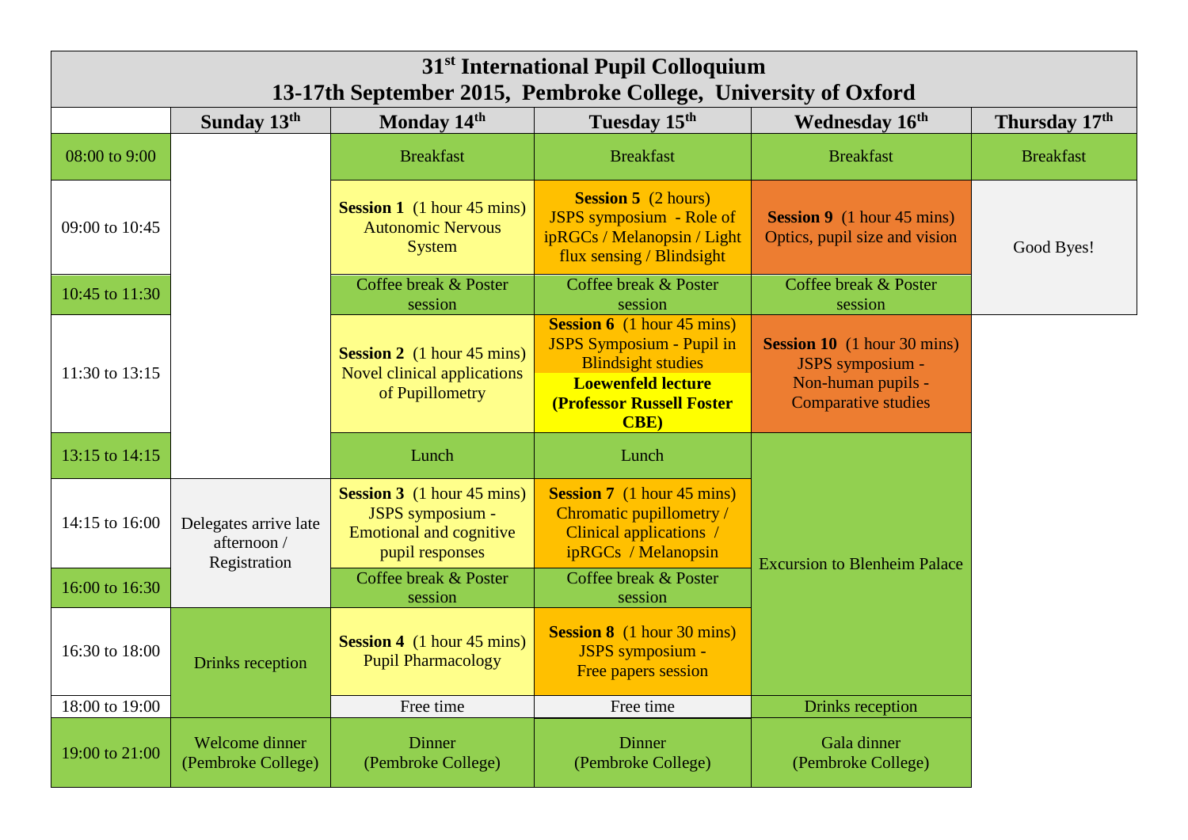# 31st International Pupil Colloquium
## 13-17th September 2015, Pembroke College, University of Oxford

| | Sunday 13th | Monday 14th | Tuesday 15th | Wednesday 16th | Thursday 17th |
|---|---|---|---|---|---|
| 08:00 to 9:00 | | Breakfast | Breakfast | Breakfast | Breakfast |
| 09:00 to 10:45 | | **Session 1** (1 hour 45 mins) Autonomic Nervous System | **Session 5** (2 hours) JSPS symposium - Role of ipRGCs / Melanopsin / Light flux sensing / Blindsight | **Session 9** (1 hour 45 mins) Optics, pupil size and vision | Good Byes! |
| 10:45 to 11:30 | | Coffee break & Poster session | Coffee break & Poster session | Coffee break & Poster session | |
| 11:30 to 13:15 | | **Session 2** (1 hour 45 mins) Novel clinical applications of Pupillometry | **Session 6** (1 hour 45 mins) JSPS Symposium - Pupil in Blindsight studies<br>**Loewenfeld lecture (Professor Russell Foster CBE)** | **Session 10** (1 hour 30 mins) JSPS symposium - Non-human pupils - Comparative studies | |
| 13:15 to 14:15 | | Lunch | Lunch | Excursion to Blenheim Palace | |
| 14:15 to 16:00 | Delegates arrive late afternoon / Registration | **Session 3** (1 hour 45 mins) JSPS symposium - Emotional and cognitive pupil responses | **Session 7** (1 hour 45 mins) Chromatic pupillometry / Clinical applications / ipRGCs / Melanopsin | | |
| 16:00 to 16:30 | | Coffee break & Poster session | Coffee break & Poster session | | |
| 16:30 to 18:00 | Drinks reception | **Session 4** (1 hour 45 mins) Pupil Pharmacology | **Session 8** (1 hour 30 mins) JSPS symposium - Free papers session | | |
| 18:00 to 19:00 | | Free time | Free time | Drinks reception | |
| 19:00 to 21:00 | Welcome dinner (Pembroke College) | Dinner (Pembroke College) | Dinner (Pembroke College) | Gala dinner (Pembroke College) | |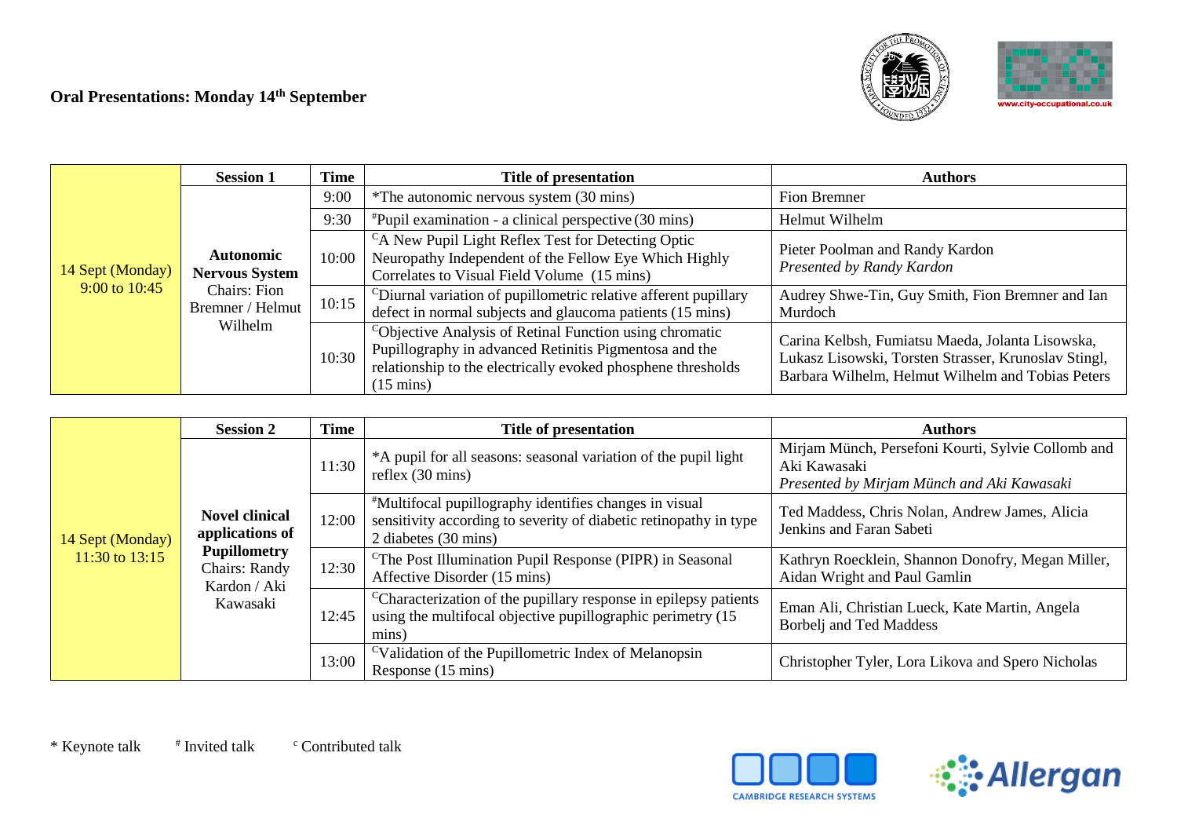## Oral Presentations: Monday 14th September

| | Session 1 | Time | Title of presentation | Authors |
|---|---|---|---|---|
| 14 Sept (Monday) 9:00 to 10:45 | **Autonomic Nervous System** Chairs: Fion Bremner / Helmut Wilhelm | 9:00 | *The autonomic nervous system (30 mins) | Fion Bremner |
| | | 9:30 | #Pupil examination - a clinical perspective (30 mins) | Helmut Wilhelm |
| | | 10:00 | [C]A New Pupil Light Reflex Test for Detecting Optic Neuropathy Independent of the Fellow Eye Which Highly Correlates to Visual Field Volume (15 mins) | Pieter Poolman and Randy Kardon *Presented by Randy Kardon* |
| | | 10:15 | [C]Diurnal variation of pupillometric relative afferent pupillary defect in normal subjects and glaucoma patients (15 mins) | Audrey Shwe-Tin, Guy Smith, Fion Bremner and Ian Murdoch |
| | | 10:30 | [C]Objective Analysis of Retinal Function using chromatic Pupillography in advanced Retinitis Pigmentosa and the relationship to the electrically evoked phosphene thresholds (15 mins) | Carina Kelbsh, Fumiatsu Maeda, Jolanta Lisowska, Lukasz Lisowski, Torsten Strasser, Krunoslav Stingl, Barbara Wilhelm, Helmut Wilhelm and Tobias Peters |

| | Session 2 | Time | Title of presentation | Authors |
|---|---|---|---|---|
| 14 Sept (Monday) 11:30 to 13:15 | **Novel clinical applications of Pupillometry** Chairs: Randy Kardon / Aki Kawasaki | 11:30 | *A pupil for all seasons: seasonal variation of the pupil light reflex (30 mins) | Mirjam Münch, Persefoni Kourti, Sylvie Collomb and Aki Kawasaki *Presented by Mirjam Münch and Aki Kawasaki* |
| | | 12:00 | #Multifocal pupillography identifies changes in visual sensitivity according to severity of diabetic retinopathy in type 2 diabetes (30 mins) | Ted Maddess, Chris Nolan, Andrew James, Alicia Jenkins and Faran Sabeti |
| | | 12:30 | [C]The Post Illumination Pupil Response (PIPR) in Seasonal Affective Disorder (15 mins) | Kathryn Roecklein, Shannon Donofry, Megan Miller, Aidan Wright and Paul Gamlin |
| | | 12:45 | [C]Characterization of the pupillary response in epilepsy patients using the multifocal objective pupillographic perimetry (15 mins) | Eman Ali, Christian Lueck, Kate Martin, Angela Borbelj and Ted Maddess |
| | | 13:00 | [C]Validation of the Pupillometric Index of Melanopsin Response (15 mins) | Christopher Tyler, Lora Likova and Spero Nicholas |

* Keynote talk # Invited talk [c] Contributed talk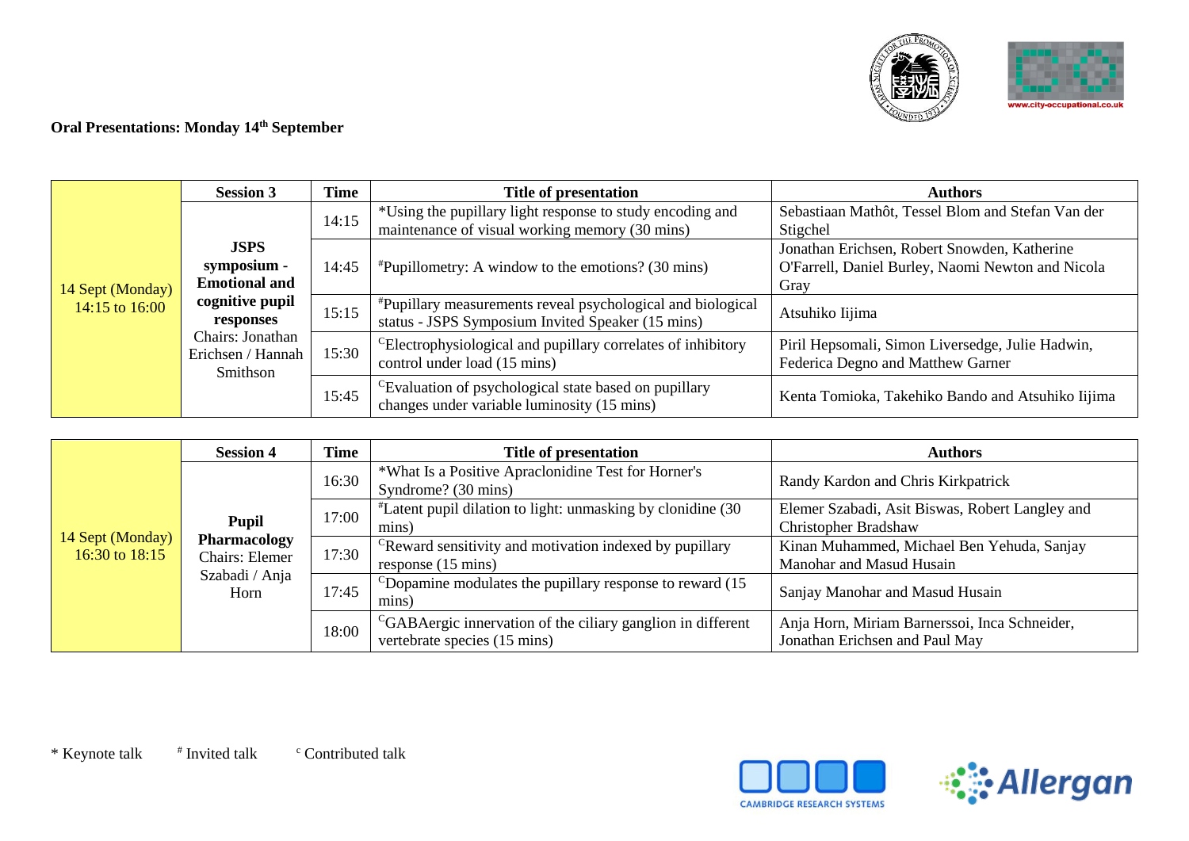**Oral Presentations: Monday 14th September**

| | Session 3 | Time | Title of presentation | Authors |
|---|---|---|---|---|
| 14 Sept (Monday) 14:15 to 16:00 | **JSPS symposium - Emotional and cognitive pupil responses** Chairs: Jonathan Erichsen / Hannah Smithson | 14:15 | *Using the pupillary light response to study encoding and maintenance of visual working memory (30 mins) | Sebastiaan Mathôt, Tessel Blom and Stefan Van der Stigchel |
| | | 14:45 | #Pupillometry: A window to the emotions? (30 mins) | Jonathan Erichsen, Robert Snowden, Katherine O'Farrell, Daniel Burley, Naomi Newton and Nicola Gray |
| | | 15:15 | #Pupillary measurements reveal psychological and biological status - JSPS Symposium Invited Speaker (15 mins) | Atsuhiko Iijima |
| | | 15:30 | CElectrophysiological and pupillary correlates of inhibitory control under load (15 mins) | Piril Hepsomali, Simon Liversedge, Julie Hadwin, Federica Degno and Matthew Garner |
| | | 15:45 | CEvaluation of psychological state based on pupillary changes under variable luminosity (15 mins) | Kenta Tomioka, Takehiko Bando and Atsuhiko Iijima |

| | Session 4 | Time | Title of presentation | Authors |
|---|---|---|---|---|
| 14 Sept (Monday) 16:30 to 18:15 | **Pupil Pharmacology** Chairs: Elemer Szabadi / Anja Horn | 16:30 | *What Is a Positive Apraclonidine Test for Horner's Syndrome? (30 mins) | Randy Kardon and Chris Kirkpatrick |
| | | 17:00 | #Latent pupil dilation to light: unmasking by clonidine (30 mins) | Elemer Szabadi, Asit Biswas, Robert Langley and Christopher Bradshaw |
| | | 17:30 | CReward sensitivity and motivation indexed by pupillary response (15 mins) | Kinan Muhammed, Michael Ben Yehuda, Sanjay Manohar and Masud Husain |
| | | 17:45 | CDopamine modulates the pupillary response to reward (15 mins) | Sanjay Manohar and Masud Husain |
| | | 18:00 | CGABAergic innervation of the ciliary ganglion in different vertebrate species (15 mins) | Anja Horn, Miriam Barnerssoi, Inca Schneider, Jonathan Erichsen and Paul May |

* Keynote talk # Invited talk c Contributed talk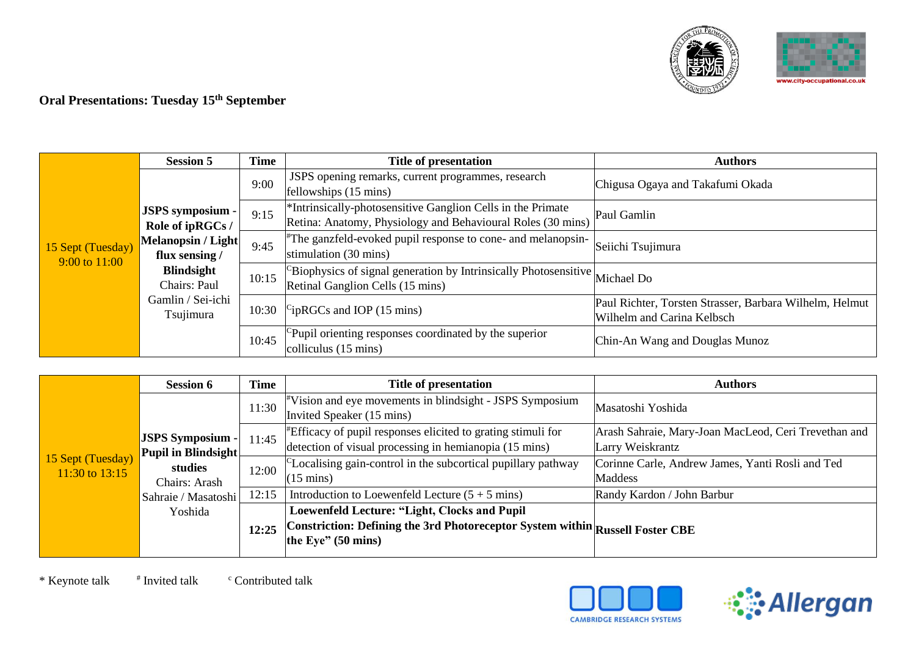**Oral Presentations: Tuesday 15th September**

| | Session 5 | Time | Title of presentation | Authors |
|---|---|---|---|---|
| 15 Sept (Tuesday) 9:00 to 11:00 | **JSPS symposium - Role of ipRGCs / Melanopsin / Light flux sensing / Blindsight** Chairs: Paul Gamlin / Sei-ichi Tsujimura | 9:00 | JSPS opening remarks, current programmes, research fellowships (15 mins) | Chigusa Ogaya and Takafumi Okada |
| | | 9:15 | *Intrinsically-photosensitive Ganglion Cells in the Primate Retina: Anatomy, Physiology and Behavioural Roles (30 mins) | Paul Gamlin |
| | | 9:45 | #The ganzfeld-evoked pupil response to cone- and melanopsin-stimulation (30 mins) | Seiichi Tsujimura |
| | | 10:15 | cBiophysics of signal generation by Intrinsically Photosensitive Retinal Ganglion Cells (15 mins) | Michael Do |
| | | 10:30 | cipRGCs and IOP (15 mins) | Paul Richter, Torsten Strasser, Barbara Wilhelm, Helmut Wilhelm and Carina Kelbsch |
| | | 10:45 | cPupil orienting responses coordinated by the superior colliculus (15 mins) | Chin-An Wang and Douglas Munoz |

| | Session 6 | Time | Title of presentation | Authors |
|---|---|---|---|---|
| 15 Sept (Tuesday) 11:30 to 13:15 | **JSPS Symposium - Pupil in Blindsight studies** Chairs: Arash Sahraie / Masatoshi Yoshida | 11:30 | #Vision and eye movements in blindsight - JSPS Symposium Invited Speaker (15 mins) | Masatoshi Yoshida |
| | | 11:45 | #Efficacy of pupil responses elicited to grating stimuli for detection of visual processing in hemianopia (15 mins) | Arash Sahraie, Mary-Joan MacLeod, Ceri Trevethan and Larry Weiskrantz |
| | | 12:00 | cLocalising gain-control in the subcortical pupillary pathway (15 mins) | Corinne Carle, Andrew James, Yanti Rosli and Ted Maddess |
| | | 12:15 | Introduction to Loewenfeld Lecture (5 + 5 mins) | Randy Kardon / John Barbur |
| | | **12:25** | **Loewenfeld Lecture: "Light, Clocks and Pupil Constriction: Defining the 3rd Photoreceptor System within the Eye" (50 mins)** | **Russell Foster CBE** |

\* Keynote talk  # Invited talk  c Contributed talk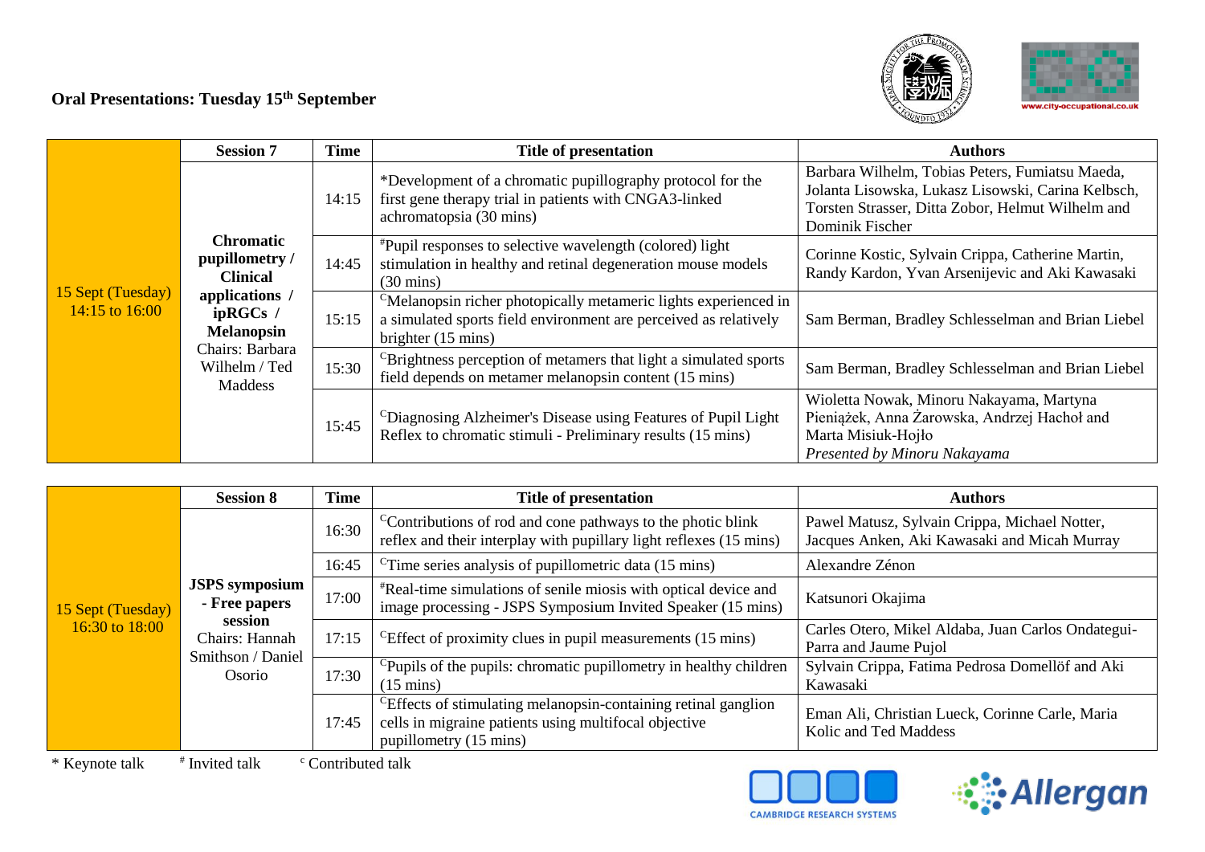## Oral Presentations: Tuesday 15th September

| | Session 7 | Time | Title of presentation | Authors |
|---|---|---|---|---|
| 15 Sept (Tuesday) 14:15 to 16:00 | **Chromatic pupillometry / Clinical applications / ipRGCs / Melanopsin** Chairs: Barbara Wilhelm / Ted Maddess | 14:15 | *Development of a chromatic pupillography protocol for the first gene therapy trial in patients with CNGA3-linked achromatopsia (30 mins) | Barbara Wilhelm, Tobias Peters, Fumiatsu Maeda, Jolanta Lisowska, Lukasz Lisowski, Carina Kelbsch, Torsten Strasser, Ditta Zobor, Helmut Wilhelm and Dominik Fischer |
| | | 14:45 | #Pupil responses to selective wavelength (colored) light stimulation in healthy and retinal degeneration mouse models (30 mins) | Corinne Kostic, Sylvain Crippa, Catherine Martin, Randy Kardon, Yvan Arsenijevic and Aki Kawasaki |
| | | 15:15 | [C]Melanopsin richer photopically metameric lights experienced in a simulated sports field environment are perceived as relatively brighter (15 mins) | Sam Berman, Bradley Schlesselman and Brian Liebel |
| | | 15:30 | [C]Brightness perception of metamers that light a simulated sports field depends on metamer melanopsin content (15 mins) | Sam Berman, Bradley Schlesselman and Brian Liebel |
| | | 15:45 | [C]Diagnosing Alzheimer's Disease using Features of Pupil Light Reflex to chromatic stimuli - Preliminary results (15 mins) | Wioletta Nowak, Minoru Nakayama, Martyna Pieniążek, Anna Żarowska, Andrzej Hachoł and Marta Misiuk-Hojło *Presented by Minoru Nakayama* |

| | Session 8 | Time | Title of presentation | Authors |
|---|---|---|---|---|
| 15 Sept (Tuesday) 16:30 to 18:00 | **JSPS symposium - Free papers session** Chairs: Hannah Smithson / Daniel Osorio | 16:30 | [C]Contributions of rod and cone pathways to the photic blink reflex and their interplay with pupillary light reflexes (15 mins) | Pawel Matusz, Sylvain Crippa, Michael Notter, Jacques Anken, Aki Kawasaki and Micah Murray |
| | | 16:45 | [C]Time series analysis of pupillometric data (15 mins) | Alexandre Zénon |
| | | 17:00 | #Real-time simulations of senile miosis with optical device and image processing - JSPS Symposium Invited Speaker (15 mins) | Katsunori Okajima |
| | | 17:15 | [C]Effect of proximity clues in pupil measurements (15 mins) | Carles Otero, Mikel Aldaba, Juan Carlos Ondategui-Parra and Jaume Pujol |
| | | 17:30 | [C]Pupils of the pupils: chromatic pupillometry in healthy children (15 mins) | Sylvain Crippa, Fatima Pedrosa Domellöf and Aki Kawasaki |
| | | 17:45 | [C]Effects of stimulating melanopsin-containing retinal ganglion cells in migraine patients using multifocal objective pupillometry (15 mins) | Eman Ali, Christian Lueck, Corinne Carle, Maria Kolic and Ted Maddess |

\* Keynote talk # Invited talk [c] Contributed talk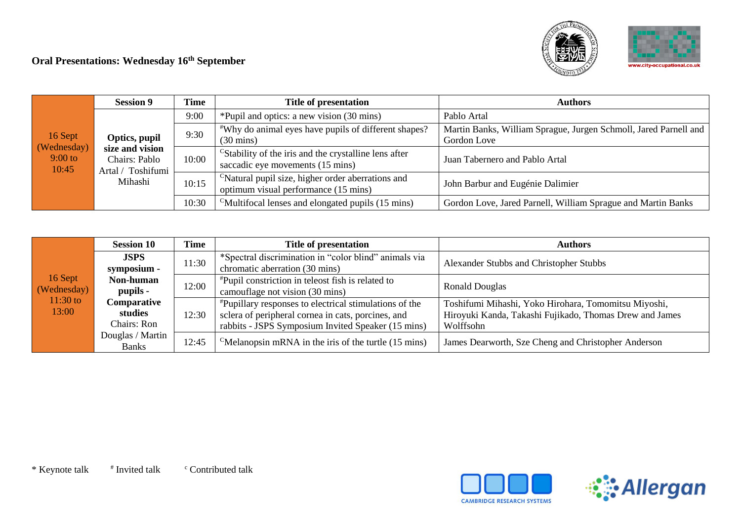## Oral Presentations: Wednesday 16th September

| | Session 9 | Time | Title of presentation | Authors |
|---|---|---|---|---|
| 16 Sept (Wednesday) 9:00 to 10:45 | **Optics, pupil size and vision** Chairs: Pablo Artal / Toshifumi Mihashi | 9:00 | *Pupil and optics: a new vision (30 mins) | Pablo Artal |
| | | 9:30 | #Why do animal eyes have pupils of different shapes? (30 mins) | Martin Banks, William Sprague, Jurgen Schmoll, Jared Parnell and Gordon Love |
| | | 10:00 | CStability of the iris and the crystalline lens after saccadic eye movements (15 mins) | Juan Tabernero and Pablo Artal |
| | | 10:15 | CNatural pupil size, higher order aberrations and optimum visual performance (15 mins) | John Barbur and Eugénie Dalimier |
| | | 10:30 | CMultifocal lenses and elongated pupils (15 mins) | Gordon Love, Jared Parnell, William Sprague and Martin Banks |

| | Session 10 | Time | Title of presentation | Authors |
|---|---|---|---|---|
| 16 Sept (Wednesday) 11:30 to 13:00 | **JSPS symposium - Non-human pupils - Comparative studies** Chairs: Ron Douglas / Martin Banks | 11:30 | *Spectral discrimination in "color blind" animals via chromatic aberration (30 mins) | Alexander Stubbs and Christopher Stubbs |
| | | 12:00 | #Pupil constriction in teleost fish is related to camouflage not vision (30 mins) | Ronald Douglas |
| | | 12:30 | #Pupillary responses to electrical stimulations of the sclera of peripheral cornea in cats, porcines, and rabbits - JSPS Symposium Invited Speaker (15 mins) | Toshifumi Mihashi, Yoko Hirohara, Tomomitsu Miyoshi, Hiroyuki Kanda, Takashi Fujikado, Thomas Drew and James Wolffsohn |
| | | 12:45 | CMelanopsin mRNA in the iris of the turtle (15 mins) | James Dearworth, Sze Cheng and Christopher Anderson |

\* Keynote talk  # Invited talk  c Contributed talk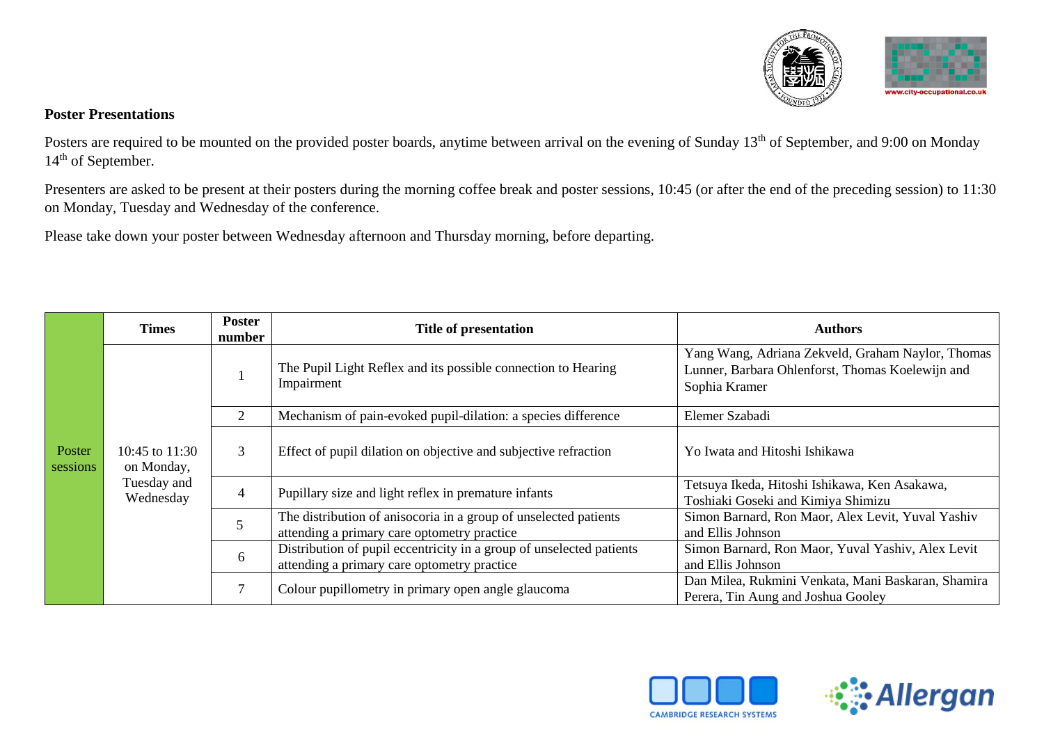**Poster Presentations**

Posters are required to be mounted on the provided poster boards, anytime between arrival on the evening of Sunday 13th of September, and 9:00 on Monday 14th of September.

Presenters are asked to be present at their posters during the morning coffee break and poster sessions, 10:45 (or after the end of the preceding session) to 11:30 on Monday, Tuesday and Wednesday of the conference.

Please take down your poster between Wednesday afternoon and Thursday morning, before departing.

| | Times | Poster number | Title of presentation | Authors |
|---|---|---|---|---|
| Poster sessions | 10:45 to 11:30 on Monday, Tuesday and Wednesday | 1 | The Pupil Light Reflex and its possible connection to Hearing Impairment | Yang Wang, Adriana Zekveld, Graham Naylor, Thomas Lunner, Barbara Ohlenforst, Thomas Koelewijn and Sophia Kramer |
| | | 2 | Mechanism of pain-evoked pupil-dilation: a species difference | Elemer Szabadi |
| | | 3 | Effect of pupil dilation on objective and subjective refraction | Yo Iwata and Hitoshi Ishikawa |
| | | 4 | Pupillary size and light reflex in premature infants | Tetsuya Ikeda, Hitoshi Ishikawa, Ken Asakawa, Toshiaki Goseki and Kimiya Shimizu |
| | | 5 | The distribution of anisocoria in a group of unselected patients attending a primary care optometry practice | Simon Barnard, Ron Maor, Alex Levit, Yuval Yashiv and Ellis Johnson |
| | | 6 | Distribution of pupil eccentricity in a group of unselected patients attending a primary care optometry practice | Simon Barnard, Ron Maor, Yuval Yashiv, Alex Levit and Ellis Johnson |
| | | 7 | Colour pupillometry in primary open angle glaucoma | Dan Milea, Rukmini Venkata, Mani Baskaran, Shamira Perera, Tin Aung and Joshua Gooley |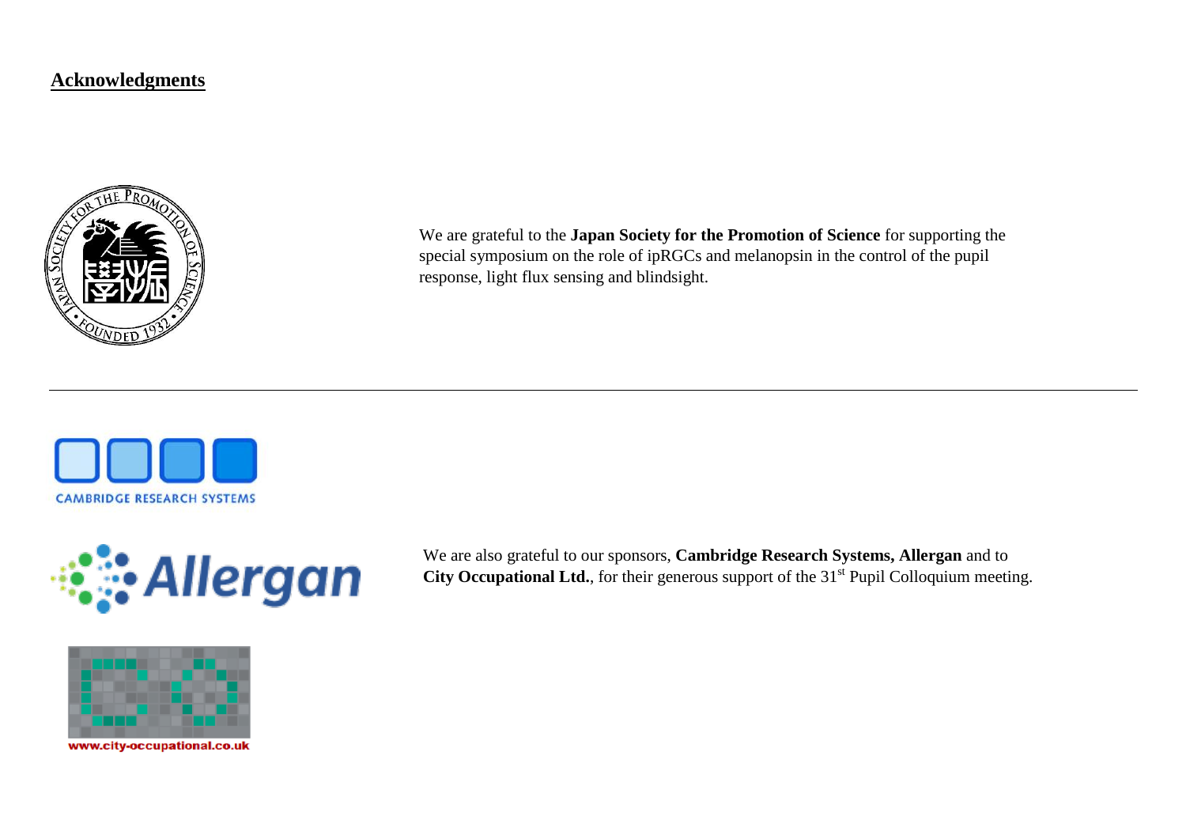## Acknowledgments

We are grateful to the **Japan Society for the Promotion of Science** for supporting the special symposium on the role of ipRGCs and melanopsin in the control of the pupil response, light flux sensing and blindsight.

---

We are also grateful to our sponsors, **Cambridge Research Systems, Allergan** and to **City Occupational Ltd.**, for their generous support of the 31st Pupil Colloquium meeting.